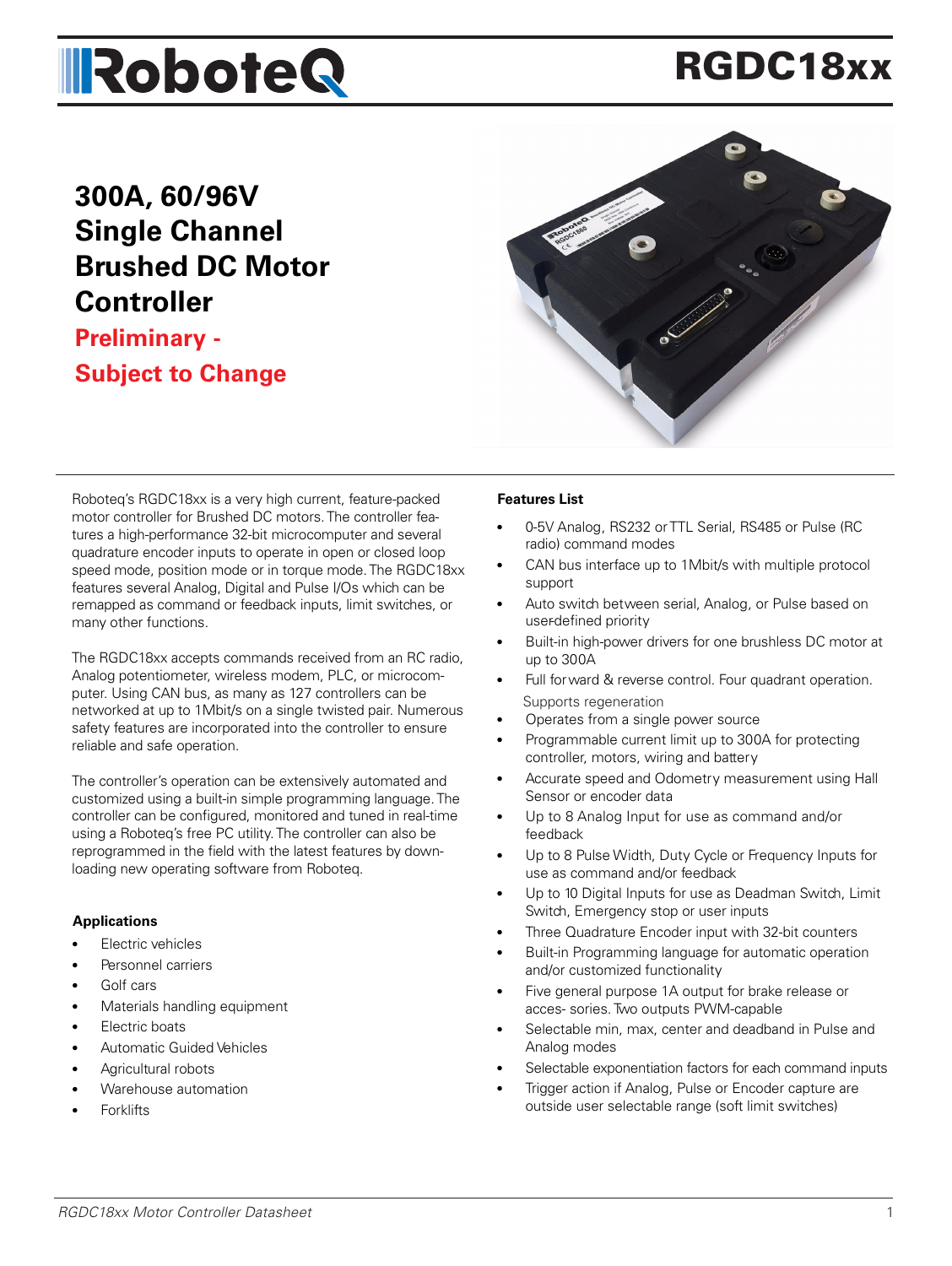# RGDC18xx

## 300A, 60/96V Single Channel Brushed DC Motor Controller

**Preliminary - Subject to Change**

Roboteq's RGDC18xx is a very high current, feature-packed motor controller for Brushed DC motors. The controller features a high-performance 32-bit microcomputer and several quadrature encoder inputs to operate in open or closed loop speed mode, position mode or in torque mode. The RGDC18xx features several Analog, Digital and Pulse I/Os which can be remapped as command or feedback inputs, limit switches, or many other functions.

The RGDC18xx accepts commands received from an RC radio, Analog potentiometer, wireless modem, PLC, or microcomputer. Using CAN bus, as many as 127 controllers can be networked at up to 1Mbit/s on a single twisted pair. Numerous safety features are incorporated into the controller to ensure reliable and safe operation.

The controller's operation can be extensively automated and customized using a built-in simple programming language. The controller can be configured, monitored and tuned in real-time using a Roboteq's free PC utility. The controller can also be reprogrammed in the field with the latest features by downloading new operating software from Roboteq.

### Applications

- Electric vehicles
- Personnel carriers
- Golf cars
- Materials handling equipment
- Electric boats
- Automatic Guided Vehicles
- Agricultural robots
- Warehouse automation
- Forklifts

### Features List

- 0-5V Analog, RS232 or TTL Serial, RS485 or Pulse (RC radio) command modes
- CAN bus interface up to 1Mbit/s with multiple protocol support
- Auto switch between serial, Analog, or Pulse based on user-defined priority
- Built-in high-power drivers for one brushless DC motor at up to 300A
- Full forward & reverse control. Four quadrant operation. Supports regeneration
- Operates from a single power source
- Programmable current limit up to 300A for protecting controller, motors, wiring and battery
- Accurate speed and Odometry measurement using Hall Sensor or encoder data
- Up to 8 Analog Input for use as command and/or feedback
- Up to 8 Pulse Width, Duty Cycle or Frequency Inputs for use as command and/or feedback
- Up to 10 Digital Inputs for use as Deadman Switch, Limit Switch, Emergency stop or user inputs
- Three Quadrature Encoder input with 32-bit counters
- Built-in Programming language for automatic operation and/or customized functionality
- Five general purpose 1A output for brake release or acces- sories. Two outputs PWM-capable
- Selectable min, max, center and deadband in Pulse and Analog modes
- Selectable exponentiation factors for each command inputs
- Trigger action if Analog, Pulse or Encoder capture are outside user selectable range (soft limit switches)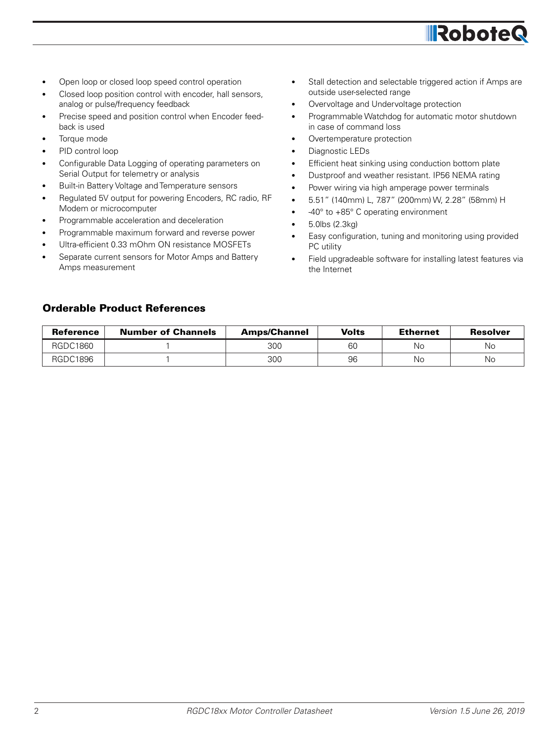- Open loop or closed loop speed control operation
- Closed loop position control with encoder, hall sensors, analog or pulse/frequency feedback
- Precise speed and position control when Encoder feedback is used
- Torque mode
- PID control loop
- Configurable Data Logging of operating parameters on Serial Output for telemetry or analysis
- Built-in Battery Voltage and Temperature sensors
- Regulated 5V output for powering Encoders, RC radio, RF Modem or microcomputer
- Programmable acceleration and deceleration
- Programmable maximum forward and reverse power
- Ultra-efficient 0.33 mOhm ON resistance MOSFETs
- Separate current sensors for Motor Amps and Battery Amps measurement
- Stall detection and selectable triggered action if Amps are outside user-selected range
- Overvoltage and Undervoltage protection
- Programmable Watchdog for automatic motor shutdown in case of command loss
- Overtemperature protection
- Diagnostic LEDs
- Efficient heat sinking using conduction bottom plate
- Dustproof and weather resistant. IP56 NEMA rating
- Power wiring via high amperage power terminals
- 5.51" (140mm) L, 7.87" (200mm) W, 2.28" (58mm) H
- -40° to +85° C operating environment
- 5.0lbs (2.3kg)
- Easy configuration, tuning and monitoring using provided PC utility
- Field upgradeable software for installing latest features via the Internet

## Orderable Product References

| Reference | Number of Channels | Amps/Channel | Volts | Ethernet | Resolver |
|---|---|---|---|---|---|
| RGDC1860 | 1 | 300 | 60 | No | No |
| RGDC1896 | 1 | 300 | 96 | No | No |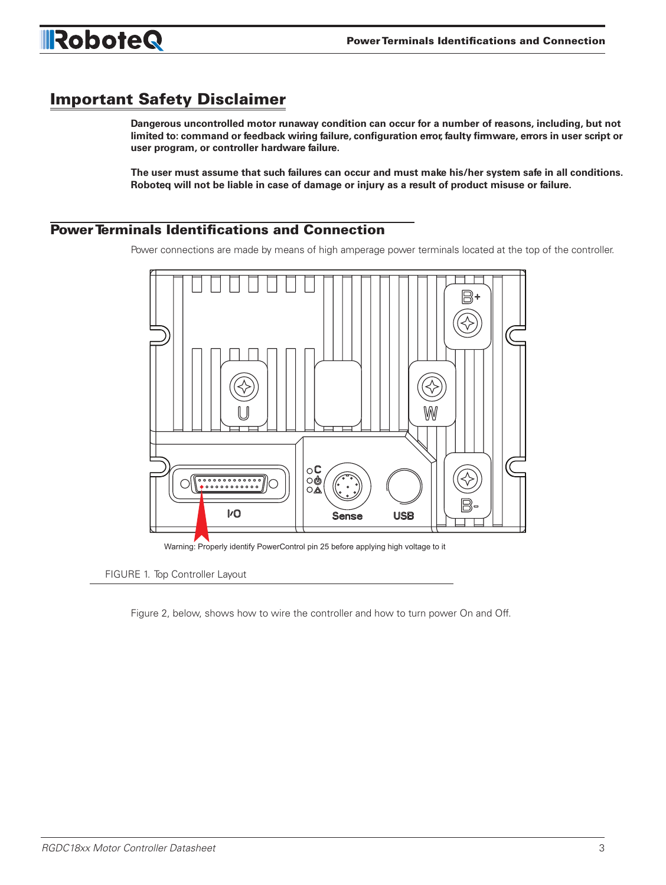## Important Safety Disclaimer

**Dangerous uncontrolled motor runaway condition can occur for a number of reasons, including, but not limited to: command or feedback wiring failure, configuration error, faulty firmware, errors in user script or user program, or controller hardware failure.**

**The user must assume that such failures can occur and must make his/her system safe in all conditions. Roboteq will not be liable in case of damage or injury as a result of product misuse or failure.**

## Power Terminals Identifications and Connection

Power connections are made by means of high amperage power terminals located at the top of the controller.

Warning: Properly identify PowerControl pin 25 before applying high voltage to it

FIGURE 1. Top Controller Layout

Figure 2, below, shows how to wire the controller and how to turn power On and Off.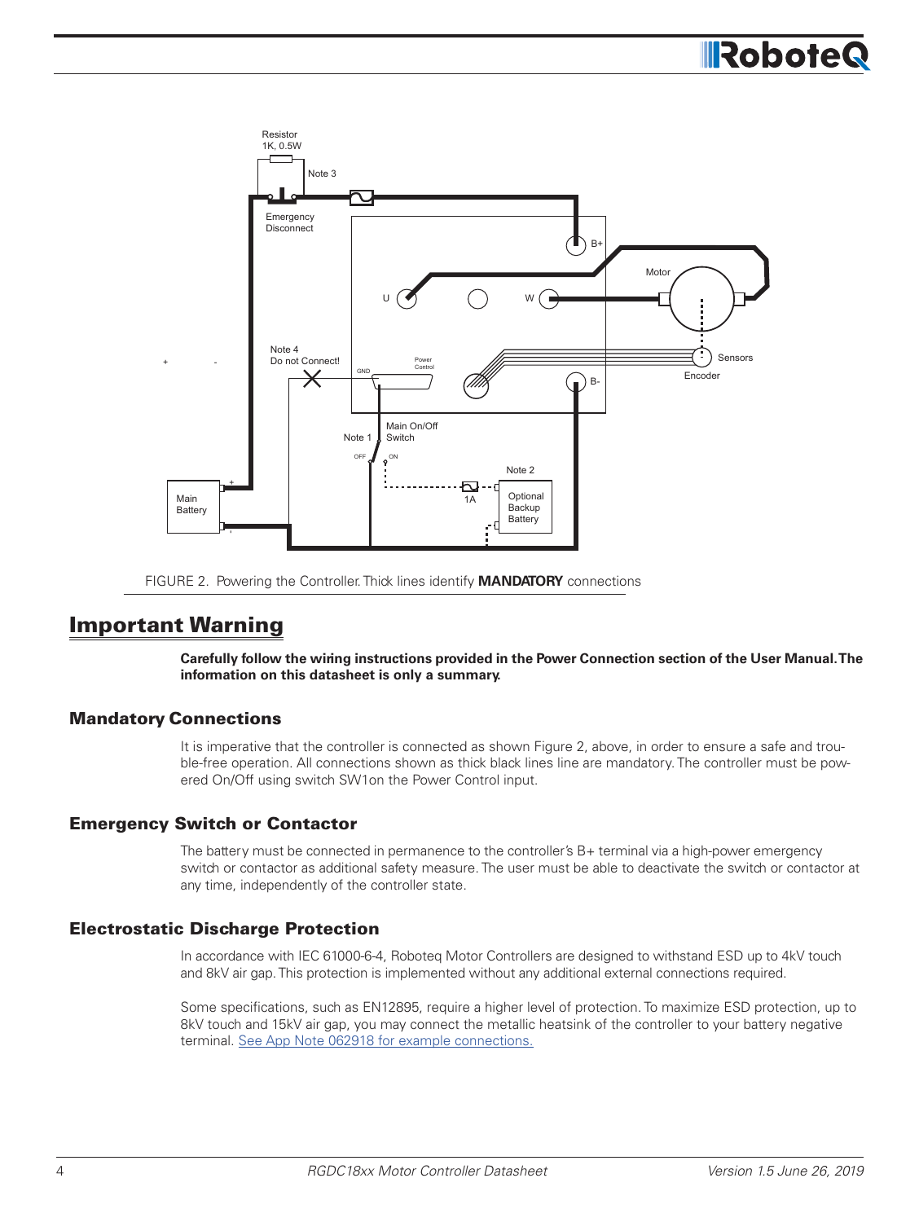FIGURE 2. Powering the Controller. Thick lines identify **MANDATORY** connections

## Important Warning

**Carefully follow the wiring instructions provided in the Power Connection section of the User Manual. The information on this datasheet is only a summary.**

### Mandatory Connections

It is imperative that the controller is connected as shown Figure 2, above, in order to ensure a safe and trouble-free operation. All connections shown as thick black lines line are mandatory. The controller must be powered On/Off using switch SW1on the Power Control input.

### Emergency Switch or Contactor

The battery must be connected in permanence to the controller's B+ terminal via a high-power emergency switch or contactor as additional safety measure. The user must be able to deactivate the switch or contactor at any time, independently of the controller state.

### Electrostatic Discharge Protection

In accordance with IEC 61000-6-4, Roboteq Motor Controllers are designed to withstand ESD up to 4kV touch and 8kV air gap. This protection is implemented without any additional external connections required.

Some specifications, such as EN12895, require a higher level of protection. To maximize ESD protection, up to 8kV touch and 15kV air gap, you may connect the metallic heatsink of the controller to your battery negative terminal. See App Note 062918 for example connections.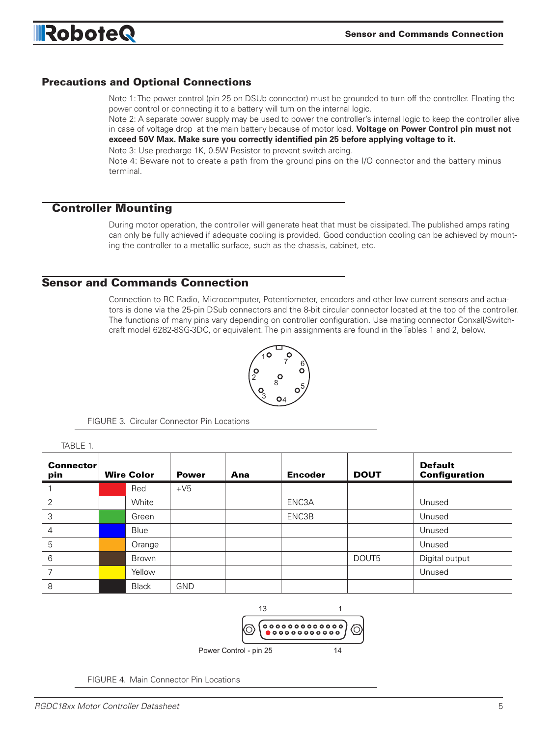## Precautions and Optional Connections

Note 1: The power control (pin 25 on DSub connector) must be grounded to turn off the controller. Floating the power control or connecting it to a battery will turn on the internal logic.

Note 2: A separate power supply may be used to power the controller's internal logic to keep the controller alive in case of voltage drop at the main battery because of motor load. **Voltage on Power Control pin must not exceed 50V Max. Make sure you correctly identified pin 25 before applying voltage to it.**

Note 3: Use precharge 1K, 0.5W Resistor to prevent switch arcing.

Note 4: Beware not to create a path from the ground pins on the I/O connector and the battery minus terminal.

## Controller Mounting

During motor operation, the controller will generate heat that must be dissipated. The published amps rating can only be fully achieved if adequate cooling is provided. Good conduction cooling can be achieved by mounting the controller to a metallic surface, such as the chassis, cabinet, etc.

## Sensor and Commands Connection

Connection to RC Radio, Microcomputer, Potentiometer, encoders and other low current sensors and actuators is done via the 25-pin DSub connectors and the 8-bit circular connector located at the top of the controller. The functions of many pins vary depending on controller configuration. Use mating connector Conxall/Switchcraft model 6282-8SG-3DC, or equivalent. The pin assignments are found in the Tables 1 and 2, below.

FIGURE 3. Circular Connector Pin Locations

TABLE 1.

| Connector pin | Wire Color | Power | Ana | Encoder | DOUT | Default Configuration |
|---|---|---|---|---|---|---|
| 1 | Red | +V5 | | | | |
| 2 | White | | | ENC3A | | Unused |
| 3 | Green | | | ENC3B | | Unused |
| 4 | Blue | | | | | Unused |
| 5 | Orange | | | | | Unused |
| 6 | Brown | | | | DOUT5 | Digital output |
| 7 | Yellow | | | | | Unused |
| 8 | Black | GND | | | | |

FIGURE 4. Main Connector Pin Locations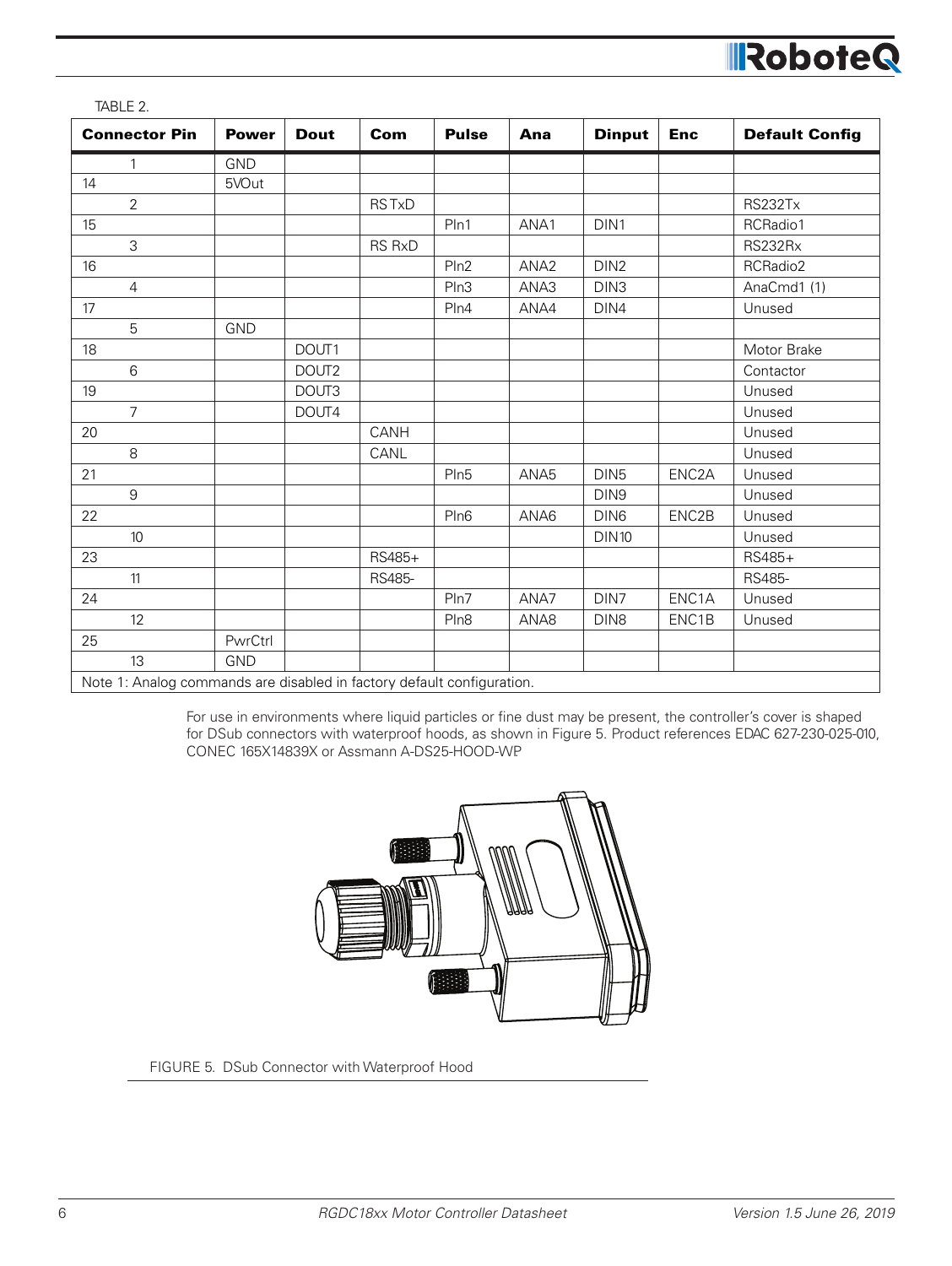TABLE 2.

| Connector Pin | Power | Dout | Com | Pulse | Ana | Dinput | Enc | Default Config |
|---|---|---|---|---|---|---|---|---|
| 1 | GND | | | | | | | |
| 14 | 5VOut | | | | | | | |
| 2 | | | RS TxD | | | | | RS232Tx |
| 15 | | | | PIn1 | ANA1 | DIN1 | | RCRadio1 |
| 3 | | | RS RxD | | | | | RS232Rx |
| 16 | | | | PIn2 | ANA2 | DIN2 | | RCRadio2 |
| 4 | | | | PIn3 | ANA3 | DIN3 | | AnaCmd1 (1) |
| 17 | | | | PIn4 | ANA4 | DIN4 | | Unused |
| 5 | GND | | | | | | | |
| 18 | | DOUT1 | | | | | | Motor Brake |
| 6 | | DOUT2 | | | | | | Contactor |
| 19 | | DOUT3 | | | | | | Unused |
| 7 | | DOUT4 | | | | | | Unused |
| 20 | | | CANH | | | | | Unused |
| 8 | | | CANL | | | | | Unused |
| 21 | | | | PIn5 | ANA5 | DIN5 | ENC2A | Unused |
| 9 | | | | | | DIN9 | | Unused |
| 22 | | | | PIn6 | ANA6 | DIN6 | ENC2B | Unused |
| 10 | | | | | | DIN10 | | Unused |
| 23 | | | RS485+ | | | | | RS485+ |
| 11 | | | RS485- | | | | | RS485- |
| 24 | | | | PIn7 | ANA7 | DIN7 | ENC1A | Unused |
| 12 | | | | PIn8 | ANA8 | DIN8 | ENC1B | Unused |
| 25 | PwrCtrl | | | | | | | |
| 13 | GND | | | | | | | |

Note 1: Analog commands are disabled in factory default configuration.

For use in environments where liquid particles or fine dust may be present, the controller's cover is shaped for DSub connectors with waterproof hoods, as shown in Figure 5. Product references EDAC 627-230-025-010, CONEC 165X14839X or Assmann A-DS25-HOOD-WP.

FIGURE 5. DSub Connector with Waterproof Hood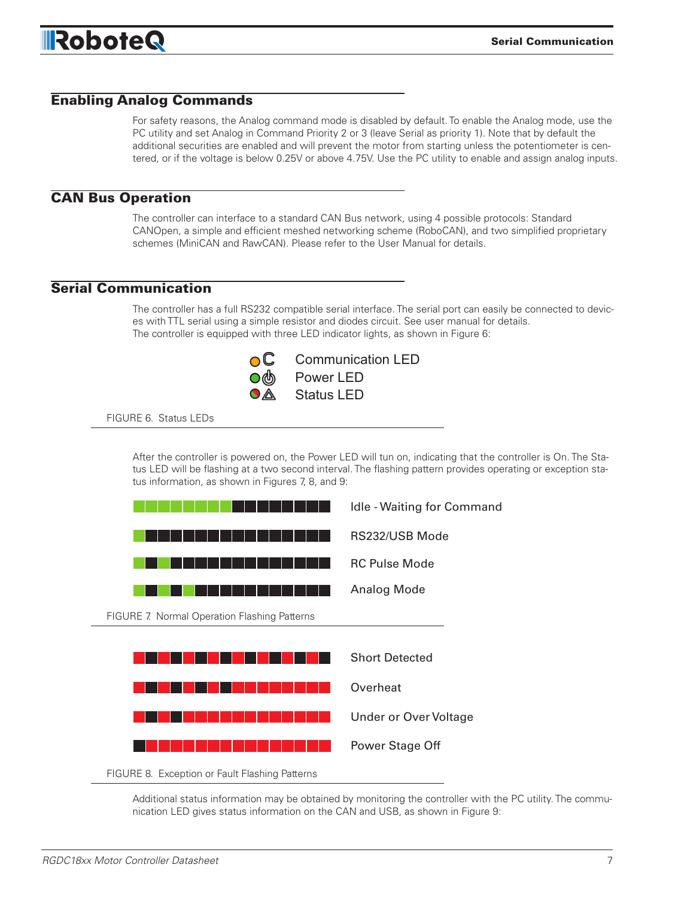## Enabling Analog Commands

For safety reasons, the Analog command mode is disabled by default. To enable the Analog mode, use the PC utility and set Analog in Command Priority 2 or 3 (leave Serial as priority 1). Note that by default the additional securities are enabled and will prevent the motor from starting unless the potentiometer is centered, or if the voltage is below 0.25V or above 4.75V. Use the PC utility to enable and assign analog inputs.

## CAN Bus Operation

The controller can interface to a standard CAN Bus network, using 4 possible protocols: Standard CANOpen, a simple and efficient meshed networking scheme (RoboCAN), and two simplified proprietary schemes (MiniCAN and RawCAN). Please refer to the User Manual for details.

## Serial Communication

The controller has a full RS232 compatible serial interface. The serial port can easily be connected to devices with TTL serial using a simple resistor and diodes circuit. See user manual for details.
The controller is equipped with three LED indicator lights, as shown in Figure 6:

Communication LED
Power LED
Status LED

FIGURE 6. Status LEDs

After the controller is powered on, the Power LED will tun on, indicating that the controller is On. The Status LED will be flashing at a two second interval. The flashing pattern provides operating or exception status information, as shown in Figures 7, 8, and 9:

Idle - Waiting for Command

RS232/USB Mode

RC Pulse Mode

Analog Mode

FIGURE 7. Normal Operation Flashing Patterns

Short Detected

Overheat

Under or Over Voltage

Power Stage Off

FIGURE 8. Exception or Fault Flashing Patterns

Additional status information may be obtained by monitoring the controller with the PC utility. The communication LED gives status information on the CAN and USB, as shown in Figure 9: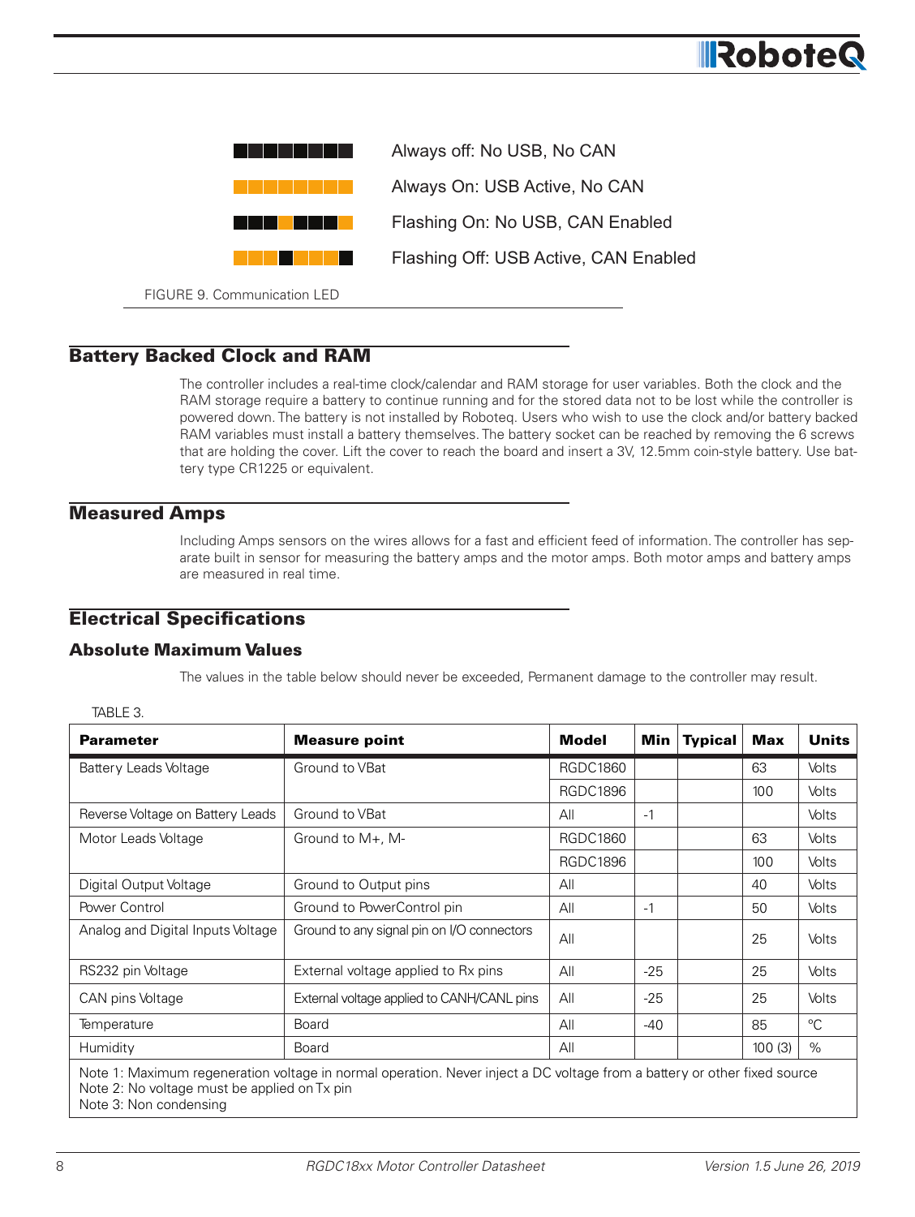Always off: No USB, No CAN

Always On: USB Active, No CAN

Flashing On: No USB, CAN Enabled

Flashing Off: USB Active, CAN Enabled

FIGURE 9. Communication LED

## Battery Backed Clock and RAM

The controller includes a real-time clock/calendar and RAM storage for user variables. Both the clock and the RAM storage require a battery to continue running and for the stored data not to be lost while the controller is powered down. The battery is not installed by Roboteq. Users who wish to use the clock and/or battery backed RAM variables must install a battery themselves. The battery socket can be reached by removing the 6 screws that are holding the cover. Lift the cover to reach the board and insert a 3V, 12.5mm coin-style battery. Use battery type CR1225 or equivalent.

## Measured Amps

Including Amps sensors on the wires allows for a fast and efficient feed of information. The controller has separate built in sensor for measuring the battery amps and the motor amps. Both motor amps and battery amps are measured in real time.

## Electrical Specifications

### Absolute Maximum Values

The values in the table below should never be exceeded, Permanent damage to the controller may result.

TABLE 3.

| Parameter | Measure point | Model | Min | Typical | Max | Units |
|---|---|---|---|---|---|---|
| Battery Leads Voltage | Ground to VBat | RGDC1860 | | | 63 | Volts |
| | | RGDC1896 | | | 100 | Volts |
| Reverse Voltage on Battery Leads | Ground to VBat | All | -1 | | | Volts |
| Motor Leads Voltage | Ground to M+, M- | RGDC1860 | | | 63 | Volts |
| | | RGDC1896 | | | 100 | Volts |
| Digital Output Voltage | Ground to Output pins | All | | | 40 | Volts |
| Power Control | Ground to PowerControl pin | All | -1 | | 50 | Volts |
| Analog and Digital Inputs Voltage | Ground to any signal pin on I/O connectors | All | | | 25 | Volts |
| RS232 pin Voltage | External voltage applied to Rx pins | All | -25 | | 25 | Volts |
| CAN pins Voltage | External voltage applied to CANH/CANL pins | All | -25 | | 25 | Volts |
| Temperature | Board | All | -40 | | 85 | °C |
| Humidity | Board | All | | | 100 (3) | % |

Note 1: Maximum regeneration voltage in normal operation. Never inject a DC voltage from a battery or other fixed source
Note 2: No voltage must be applied on Tx pin
Note 3: Non condensing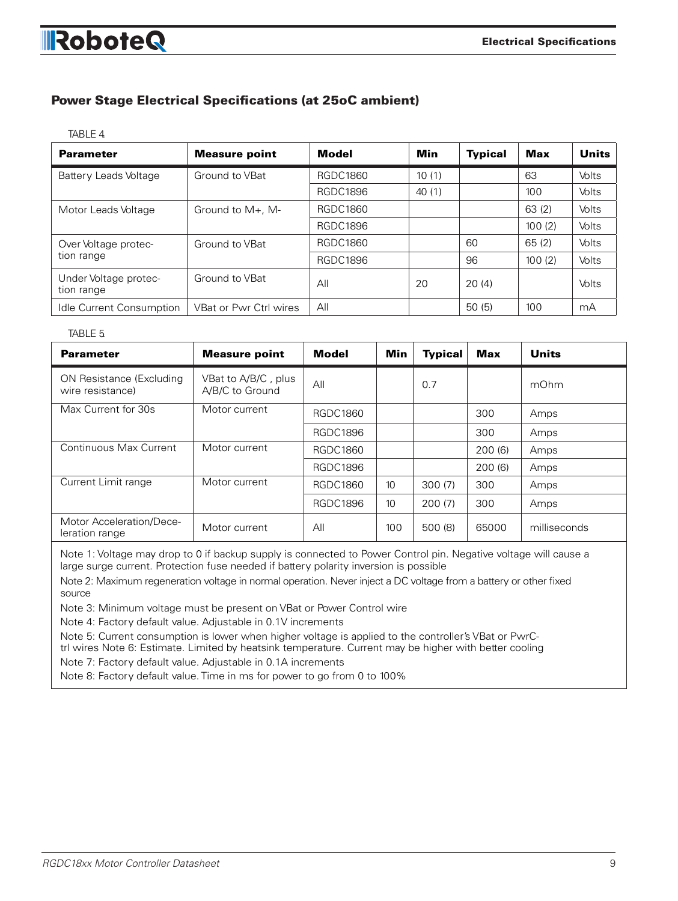## Power Stage Electrical Specifications (at 25oC ambient)

TABLE 4.

| Parameter | Measure point | Model | Min | Typical | Max | Units |
|---|---|---|---|---|---|---|
| Battery Leads Voltage | Ground to VBat | RGDC1860 | 10 (1) | | 63 | Volts |
| | | RGDC1896 | 40 (1) | | 100 | Volts |
| Motor Leads Voltage | Ground to M+, M- | RGDC1860 | | | 63 (2) | Volts |
| | | RGDC1896 | | | 100 (2) | Volts |
| Over Voltage protection range | Ground to VBat | RGDC1860 | | 60 | 65 (2) | Volts |
| | | RGDC1896 | | 96 | 100 (2) | Volts |
| Under Voltage protection range | Ground to VBat | All | 20 | 20 (4) | | Volts |
| Idle Current Consumption | VBat or Pwr Ctrl wires | All | | 50 (5) | 100 | mA |

TABLE 5.

| Parameter | Measure point | Model | Min | Typical | Max | Units |
|---|---|---|---|---|---|---|
| ON Resistance (Excluding wire resistance) | VBat to A/B/C , plus A/B/C to Ground | All | | 0.7 | | mOhm |
| Max Current for 30s | Motor current | RGDC1860 | | | 300 | Amps |
| | | RGDC1896 | | | 300 | Amps |
| Continuous Max Current | Motor current | RGDC1860 | | | 200 (6) | Amps |
| | | RGDC1896 | | | 200 (6) | Amps |
| Current Limit range | Motor current | RGDC1860 | 10 | 300 (7) | 300 | Amps |
| | | RGDC1896 | 10 | 200 (7) | 300 | Amps |
| Motor Acceleration/Deceleration range | Motor current | All | 100 | 500 (8) | 65000 | milliseconds |

Note 1: Voltage may drop to 0 if backup supply is connected to Power Control pin. Negative voltage will cause a large surge current. Protection fuse needed if battery polarity inversion is possible

Note 2: Maximum regeneration voltage in normal operation. Never inject a DC voltage from a battery or other fixed source

Note 3: Minimum voltage must be present on VBat or Power Control wire

Note 4: Factory default value. Adjustable in 0.1V increments

Note 5: Current consumption is lower when higher voltage is applied to the controller's VBat or PwrCtrl wires Note 6: Estimate. Limited by heatsink temperature. Current may be higher with better cooling

Note 7: Factory default value. Adjustable in 0.1A increments

Note 8: Factory default value. Time in ms for power to go from 0 to 100%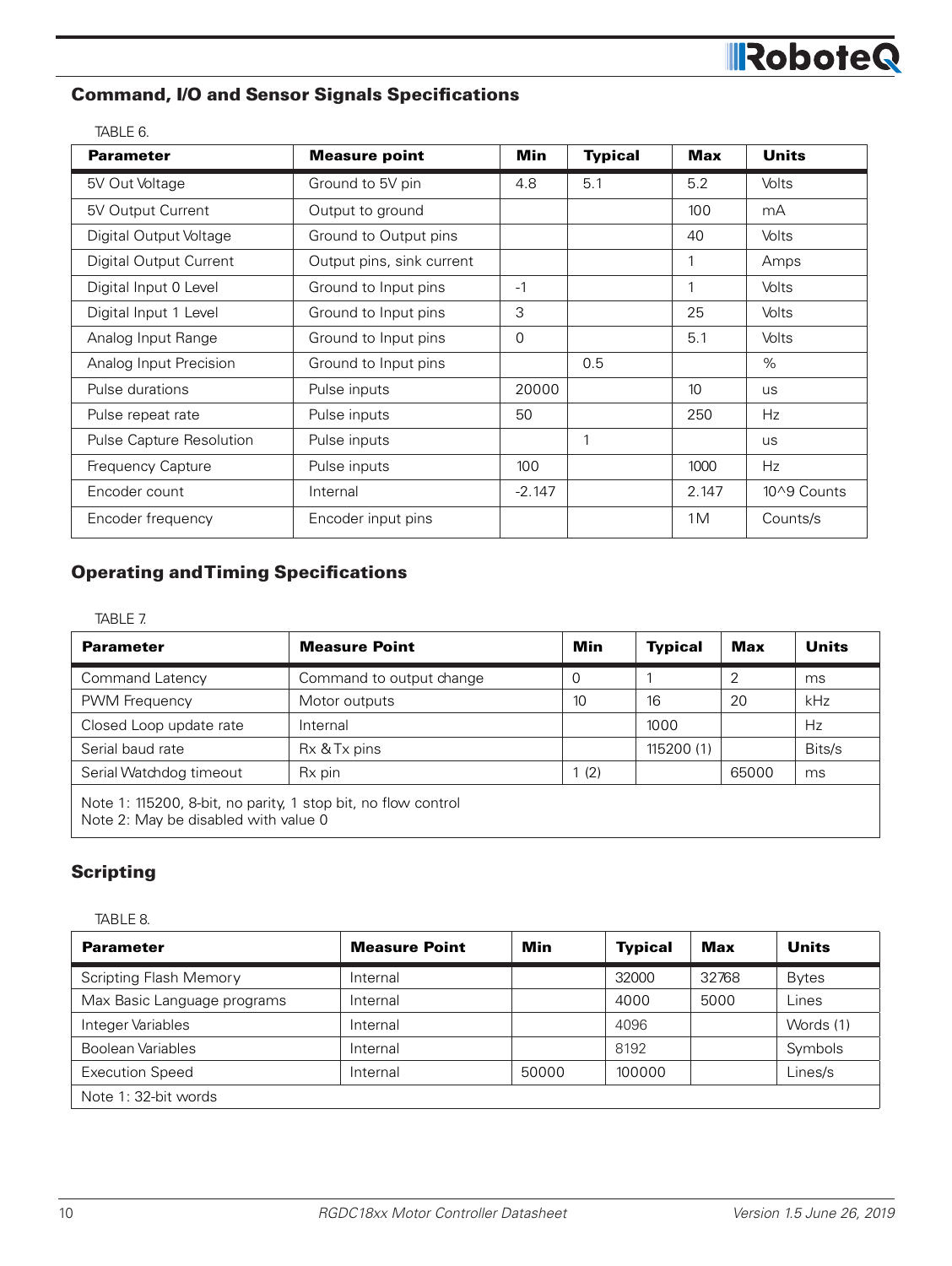## Command, I/O and Sensor Signals Specifications

TABLE 6.

| Parameter | Measure point | Min | Typical | Max | Units |
|---|---|---|---|---|---|
| 5V Out Voltage | Ground to 5V pin | 4.8 | 5.1 | 5.2 | Volts |
| 5V Output Current | Output to ground | | | 100 | mA |
| Digital Output Voltage | Ground to Output pins | | | 40 | Volts |
| Digital Output Current | Output pins, sink current | | | 1 | Amps |
| Digital Input 0 Level | Ground to Input pins | -1 | | 1 | Volts |
| Digital Input 1 Level | Ground to Input pins | 3 | | 25 | Volts |
| Analog Input Range | Ground to Input pins | 0 | | 5.1 | Volts |
| Analog Input Precision | Ground to Input pins | | 0.5 | | % |
| Pulse durations | Pulse inputs | 20000 | | 10 | us |
| Pulse repeat rate | Pulse inputs | 50 | | 250 | Hz |
| Pulse Capture Resolution | Pulse inputs | | 1 | | us |
| Frequency Capture | Pulse inputs | 100 | | 1000 | Hz |
| Encoder count | Internal | -2.147 | | 2.147 | 10^9 Counts |
| Encoder frequency | Encoder input pins | | | 1M | Counts/s |

## Operating and Timing Specifications

TABLE 7.

| Parameter | Measure Point | Min | Typical | Max | Units |
|---|---|---|---|---|---|
| Command Latency | Command to output change | 0 | 1 | 2 | ms |
| PWM Frequency | Motor outputs | 10 | 16 | 20 | kHz |
| Closed Loop update rate | Internal | | 1000 | | Hz |
| Serial baud rate | Rx & Tx pins | | 115200 (1) | | Bits/s |
| Serial Watchdog timeout | Rx pin | 1 (2) | | 65000 | ms |
| Note 1: 115200, 8-bit, no parity, 1 stop bit, no flow control<br>Note 2: May be disabled with value 0 | | | | | |

## Scripting

TABLE 8.

| Parameter | Measure Point | Min | Typical | Max | Units |
|---|---|---|---|---|---|
| Scripting Flash Memory | Internal | | 32000 | 32768 | Bytes |
| Max Basic Language programs | Internal | | 4000 | 5000 | Lines |
| Integer Variables | Internal | | 4096 | | Words (1) |
| Boolean Variables | Internal | | 8192 | | Symbols |
| Execution Speed | Internal | 50000 | 100000 | | Lines/s |
| Note 1: 32-bit words | | | | | |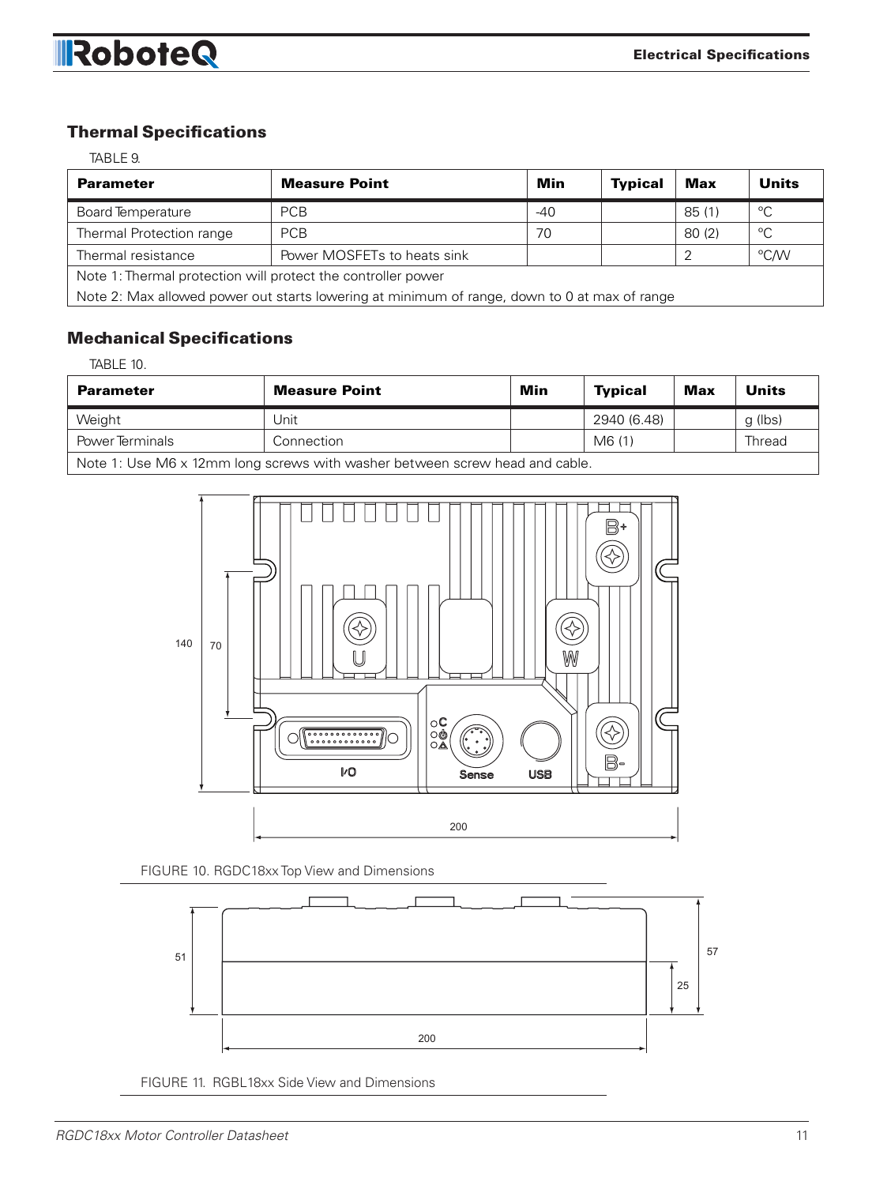## Thermal Specifications

TABLE 9.

| Parameter | Measure Point | Min | Typical | Max | Units |
|---|---|---|---|---|---|
| Board Temperature | PCB | -40 | | 85 (1) | °C |
| Thermal Protection range | PCB | 70 | | 80 (2) | °C |
| Thermal resistance | Power MOSFETs to heats sink | | | 2 | °C/W |
| Note 1: Thermal protection will protect the controller power | | | | | |
| Note 2: Max allowed power out starts lowering at minimum of range, down to 0 at max of range | | | | | |

## Mechanical Specifications

TABLE 10.

| Parameter | Measure Point | Min | Typical | Max | Units |
|---|---|---|---|---|---|
| Weight | Unit | | 2940 (6.48) | | g (lbs) |
| Power Terminals | Connection | | M6 (1) | | Thread |
| Note 1: Use M6 x 12mm long screws with washer between screw head and cable. | | | | | |

140
70
B+
U
W
I/O
Sense
USB
B-
200

FIGURE 10. RGDC18xx Top View and Dimensions

51
57
25
200

FIGURE 11. RGBL18xx Side View and Dimensions